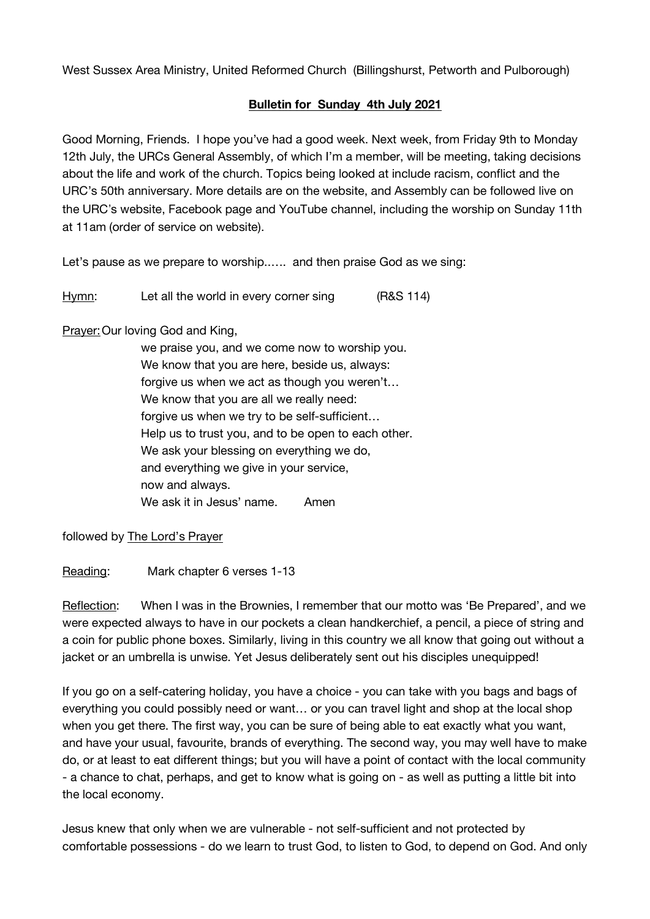West Sussex Area Ministry, United Reformed Church (Billingshurst, Petworth and Pulborough)

**Bulletin for Sunday 4th July 2021**

Good Morning, Friends. I hope you've had a good week. Next week, from Friday 9th to Monday 12th July, the URCs General Assembly, of which I'm a member, will be meeting, taking decisions about the life and work of the church. Topics being looked at include racism, conflict and the URC's 50th anniversary. More details are on the website, and Assembly can be followed live on the URC's website, Facebook page and YouTube channel, including the worship on Sunday 11th at 11am (order of service on website).

Let's pause as we prepare to worship...... and then praise God as we sing:

Hymn: Let all the world in every corner sing (R&S 114)

Prayer: Our loving God and King,
we praise you, and we come now to worship you.
We know that you are here, beside us, always:
forgive us when we act as though you weren't…
We know that you are all we really need:
forgive us when we try to be self-sufficient…
Help us to trust you, and to be open to each other.
We ask your blessing on everything we do,
and everything we give in your service,
now and always.
We ask it in Jesus' name. Amen

followed by The Lord's Prayer

Reading: Mark chapter 6 verses 1-13

Reflection: When I was in the Brownies, I remember that our motto was 'Be Prepared', and we were expected always to have in our pockets a clean handkerchief, a pencil, a piece of string and a coin for public phone boxes. Similarly, living in this country we all know that going out without a jacket or an umbrella is unwise. Yet Jesus deliberately sent out his disciples unequipped!

If you go on a self-catering holiday, you have a choice - you can take with you bags and bags of everything you could possibly need or want… or you can travel light and shop at the local shop when you get there. The first way, you can be sure of being able to eat exactly what you want, and have your usual, favourite, brands of everything. The second way, you may well have to make do, or at least to eat different things; but you will have a point of contact with the local community - a chance to chat, perhaps, and get to know what is going on - as well as putting a little bit into the local economy.

Jesus knew that only when we are vulnerable - not self-sufficient and not protected by comfortable possessions - do we learn to trust God, to listen to God, to depend on God. And only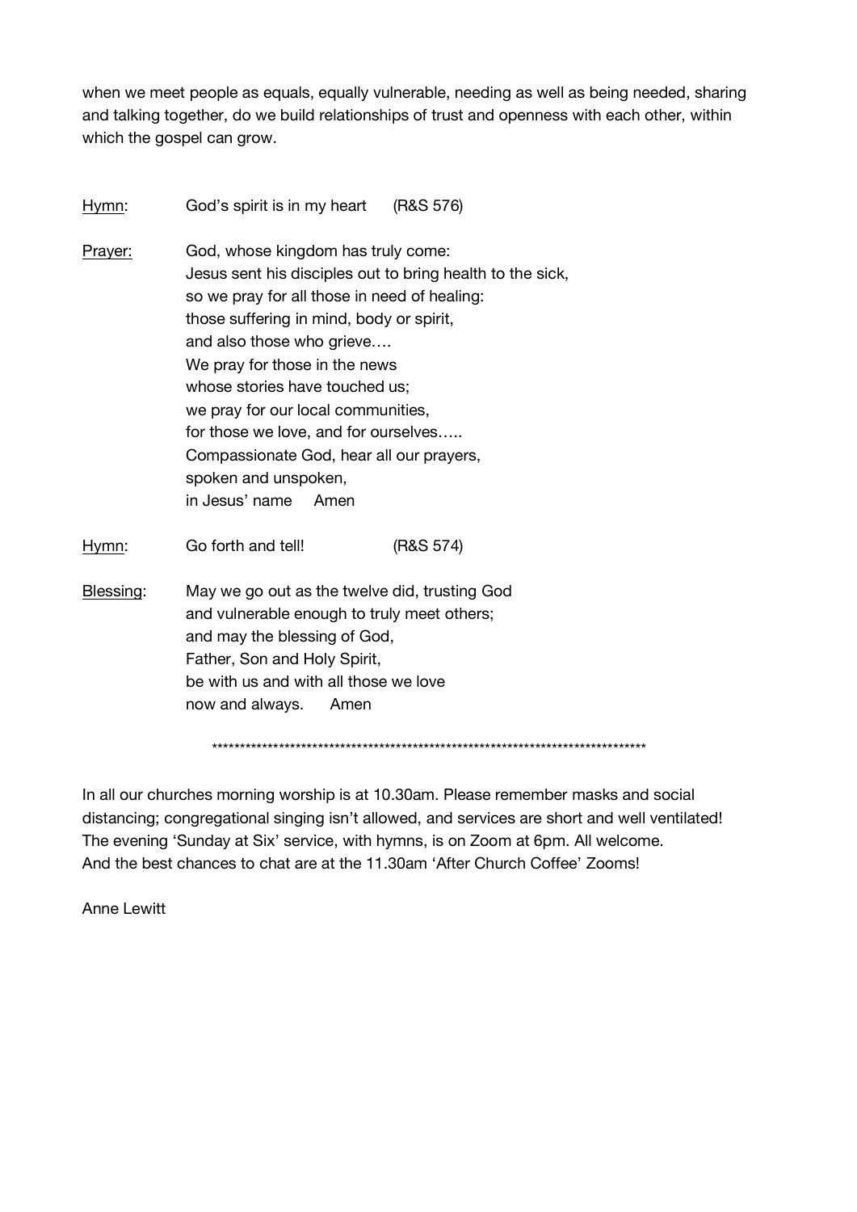when we meet people as equals, equally vulnerable, needing as well as being needed, sharing and talking together, do we build relationships of trust and openness with each other, within which the gospel can grow.

Hymn: God's spirit is in my heart (R&S 576)

Prayer: God, whose kingdom has truly come:
Jesus sent his disciples out to bring health to the sick,
so we pray for all those in need of healing:
those suffering in mind, body or spirit,
and also those who grieve….
We pray for those in the news
whose stories have touched us;
we pray for our local communities,
for those we love, and for ourselves…..
Compassionate God, hear all our prayers,
spoken and unspoken,
in Jesus' name Amen

Hymn: Go forth and tell! (R&S 574)

Blessing: May we go out as the twelve did, trusting God
and vulnerable enough to truly meet others;
and may the blessing of God,
Father, Son and Holy Spirit,
be with us and with all those we love
now and always. Amen

********************************************************************************

In all our churches morning worship is at 10.30am. Please remember masks and social distancing; congregational singing isn't allowed, and services are short and well ventilated! The evening 'Sunday at Six' service, with hymns, is on Zoom at 6pm. All welcome. And the best chances to chat are at the 11.30am 'After Church Coffee' Zooms!

Anne Lewitt